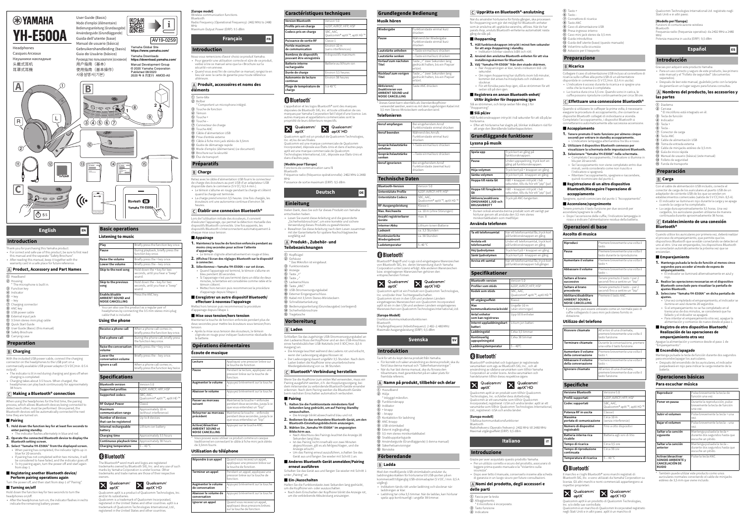# YAMAHA YH-E500A

Headphones
Casques Arceaux
Наушники накладные
头戴式耳机
耳罩式耳機

User Guide (Basic)
Mode d'emploi (élémentaire)
Bedienungsanleitung (Grundausgabe)
Användarguide (Grundläggande)
Guida dell'utente (base)
Manual de usuario (básico)
Gebruikershandleiding (basis)
Guia do Usuário (básico)
Руководство пользователя (основное)
用户指南（基本）
使用指南（基本操作）
사용설명서(기본)

AV19-0259

Yamaha Global Site
**https://www.yamaha.com/**

Yamaha Downloads
**https://download.yamaha.com/**

Manual Development Group
© 2020 Yamaha Corporation
Published 08/2020
2020 年 8 月发行 AMOO-A0

Bluetooth ON
Yamaha YH-E500A
5 s

## English

### Introduction

Thank you for purchasing this Yamaha product.
- For correct and safe use of this product, be sure to first read this manual and the separate "Safety Brochure".
- After reading this manual, keep it together with the warranty card in a safe place for future reference.

### A Product, Accessory and Part Names

① Headband
② Housing
* The microphone is built in.
③ Function key
④ Indicator
⑤ + key
⑥ – key
⑦ Charging connector
⑧ ANC key
⑨ USB power cable
⑩ External input jack
⑪ 3.5mm stereo mini plug cable
⑫ Quick Start Guide
⑬ User Guide (Basic) (this manual)
⑭ Safety Brochure
⑮ Carrying case

### Preparation

#### B Charging

With the included USB power cable, connect the charging connector on the headphones to the USB port on a commercially available USB power adaptor (5 V DC/min. 0.5 A output).
- The indicator is lit in red during charging and goes off when charging is completed.
- Charging takes about 3.5 hours. When charged, the headphones can play back continuously for approximately 38 hours.

#### C Making a Bluetooth® connection

When using the headphones for the first time, the pairing process, which allows Bluetooth devices being connected to detect each other, must be performed. Once paired, the Bluetooth devices will be automatically connected the next time they are turned on.

##### ■ Pairing

**1. Hold down the function key for at least five seconds to enter pairing standby.**
- The indicator flashes alternately in blue and red.

**2. Operate the connected Bluetooth device to display the Bluetooth setting screen.**

**3. Select "Yamaha YH-E500A" from the displayed screen.**
- When pairing has completed, the indicator lights up in blue for 20 seconds.
- If pairing has not completed within two minutes, it will be considered to have failed, and the indicator goes off.
- To try pairing again, turn the power off and start again from step 1.

##### ■ Registering another Bluetooth device/ Perform pairing operations again

Turn the power off, and then start from step 1 of "Pairing".

##### ■ Turning on/off

Hold down the function key for two seconds to turn the headphones on/off.
- After the headphones turn on, the indicator flashes in red to indicate the remaining battery power.

### Basic operations

#### Listening to music

| Play | Briefly press the function key once. |
|---|---|
| Pause | During playback, briefly press the function key once. |
| Raise the volume | Briefly press the + key once. |
| Lower the volume | Briefly press the – key once. |
| Skip to the next song | Hold down the + key for two seconds, until you hear a "beep" sound. |
| Skip to the previous song | Hold down the – key for two seconds, until you hear a "beep" sound. |
| Enable/disable AMBIENT SOUND and NOISE CANCELLING | Press the ANC key. |

* You can also use this product as a regular pair of headphones by connecting the 3.5 mm stereo mini-plug cable that is included.

#### Using the phone

| Receive a phone call | When a phone call comes in, briefly press the function key once. |
|---|---|
| End a phone call | During the phone call, briefly press the function key once. |
| Raise the conversation volume | Briefly press the + key once. |
| Lower the conversation volume | Briefly press the – key once. |
| Ignore a call | When a phone call comes in, briefly press the function key twice. |

### Specifications

| Bluetooth version | Version 5.0 |
|---|---|
| Supported profiles | A2DP, AVRCP, HFP, HSP |
| Supported codecs | SBC, AAC, Qualcomm® aptX™, aptX HD™ |
| RF Output Power | Class1 |
| Maximum communication range | Approximately 10 m (without interference) |
| Number of devices that can be registered | Up to 8 devices |
| Internal rechargeable battery | Lithium-ion battery |
| Charging time | Approximately 3.5 hours |
| Continuous playback time | Approximately 38 hours |
| Charging temperature | 5 – 40 °C |

Bluetooth®

The Bluetooth® word mark and logos are registered trademarks owned by Bluetooth SIG, Inc. and any use of such marks by Yamaha Corporation is under license. Other trademarks and trade names are those of their respective owners.

Qualcomm® aptX™ Qualcomm® aptX™HD

Qualcomm aptX is a product of Qualcomm Technologies, Inc. and/or its subsidiaries.
Qualcomm is a trademark of Qualcomm Incorporated, registered in the United States and other countries. aptX is a trademark of Qualcomm Technologies International, Ltd., registered in the United States and other countries.

[Europe model]
Wireless communication functions
Bluetooth
Radio Frequency (Operational Frequency): 2402 MHz to 2480 MHz
Maximum Output Power (EIRP): 9.5 dBm

## Français

### Introduction

Nous vous remercions d'avoir choisi ce produit Yamaha.
- Pour garantir une utilisation correcte et sûre de ce produit, veillez à lire ce manuel ainsi que la « Brochure sur la sécurité » en premier.
- Quand vous avez fini de consulter ce manuel, rangez-le en lieu sûr avec la carte de garantie pour toute référence ultérieure.

### A Produit, accessoires et noms des éléments

① Serre-tête
② Boîtier
* Comportant un microphone intégré.
③ Touche de fonction
④ Témoin
⑤ Touche +
⑥ Touche –
⑦ Connecteur de charge
⑧ Touche ANC
⑨ Câble d'alimentation USB
⑩ Prise d'entrée externe
⑪ Câble à fiche mini-jack stéréo de 3,5 mm
⑫ Guide de démarrage rapide
⑬ Mode d'emploi (élémentaire) (ce document)
⑭ Brochure sur la sécurité
⑮ Étui de transport

### Préparatifs

#### B Charge

Reliez avec le câble d'alimentation USB fourni le connecteur de charge des écouteurs au port USB d'un adaptateur USB disponible dans le commerce (5 V CC / 0,5 A min.).
- Le témoin s'allume en rouge pendant la charge et s'éteint quand la charge est terminée.
- La charge prend environ 3,5 heures. Une fois chargés, les écouteurs ont une autonomie continue d'environ 38 heures.

#### C Établir une connexion Bluetooth®

Lors de l'utilisation initiale des écouteurs, il convient d'exécuter l'appairage, qui permet la détection mutuelle des dispositifs Bluetooth connectés. Une fois appairés, les dispositifs Bluetooth s'interconnectent automatiquement à chaque mise sous tension.

##### ■ Appairage

**1. Maintenez la touche de fonction enfoncée pendant au moins cinq secondes pour activer l'attente d'appairage.**
- Le témoin clignote alternativement en rouge et bleu.

**2. Affichez l'écran des réglages Bluetooth sur le dispositif à connecter.**

**3. Sélectionnez « Yamaha YH-E500A » sur cet écran.**
- Quand l'appairage est terminé, le témoin s'allume en bleu pendant 20 secondes.
- Si l'appairage n'est pas terminé dans un délai de deux minutes, la tentative est considérée comme ratée et le témoin s'éteint.
- Mettez hors tension puis recommencez la procédure d'appairage depuis l'étape 1.

##### ■ Enregistrer un autre dispositif Bluetooth/ effectuer à nouveau l'appairage

Mettez hors tension puis recommencez la procédure d'appairage depuis l'étape 1.

##### ■ Mise sous tension/hors tension

Maintenez la touche de fonction enfoncée pendant plus de deux secondes pour mettre les écouteurs sous tension/hors tension.
- Après la mise sous tension des écouteurs, le témoin clignote en rouge pour indiquer l'autonomie résiduelle de la batterie.

### Opérations élémentaires

#### Écoute de musique

| Lecture | Appliquez une pression brève sur la touche de fonction. |
|---|---|
| Pause | Pendant la lecture, appliquez une pression brève sur la touche de fonction. |
| Augmenter le volume | Appuyez brièvement sur la touche +. |
| Abaisser le volume | Appuyez brièvement sur la touche –. |
| Passer au morceau suivant | Maintenez la touche + enfoncée pendant deux secondes, jusqu'à ce que vous entendiez un "bip". |
| Retourner au morceau précédent | Maintenez la touche – enfoncée pendant deux secondes, jusqu'à ce que vous entendiez un "bip". |
| Activer/désactiver AMBIENT SOUND et NOISE CANCELLING | Appuyez sur la touche ANC. |

* Vous pouvez aussi utiliser ce produit comme un casque traditionnel en connectant le câble à fiche mini-jack stéréo de 3,5mm fourni.

#### Utilisation du téléphone

| Répondre à un appel | Quand vous recevez un appel, appliquez une pression brève sur la touche de fonction. |
|---|---|
| Terminer un appel | Pendant un appel, appliquez une pression brève sur la touche de fonction. |
| Augmenter le volume de conversation | Appuyez brièvement sur la touche +. |
| Abaisser le volume de conversation | Appuyez brièvement sur la touche –. |
| Ignorer un appel | Quand vous recevez un appel, appliquez deux pressions brèves sur la touche de fonction. |

### Caractéristiques techniques

| Version Bluetooth | Version 5.0 |
|---|---|
| Profils pris en charge | A2DP, AVRCP, HFP, HSP |
| Codecs pris en charge | SBC, AAC, Qualcomm® aptX™, aptX HD™ |
| Puissance de sortie RF | Classe 1 |
| Portée maximum de communication | Environ 10 m (sans interférences) |
| Nombres de dispositifs pouvant être enregistrés | 8 dispositifs maximum |
| Batterie interne rechargeable | Batterie au lithium-ion |
| Durée de charge | Environ 3,5 heures |
| Autonomie de lecture continue | Environ 38 heures |
| Plage de température de charge | 5 à 40 °C |

Bluetooth®

L'appellation et les logos Bluetooth® sont des marques déposées de Bluetooth SIG, Inc. et toute utilisation de ces marques par Yamaha Corporation fait l'objet d'une licence. Les autres marques et appellations commerciales sont la propriété de leurs détenteurs respectifs.

Qualcomm® aptX™ Qualcomm® aptX™HD

Qualcomm aptX est un produit de Qualcomm Technologies, Inc. et/ou de ses filiales.
Qualcomm est une marque commerciale de Qualcomm Incorporated, déposée aux États-Unis et dans d'autres pays. aptX est une marque commerciale de Qualcomm Technologies International, Ltd., déposée aux États-Unis et dans d'autres pays.

[Modèle pour l'Europe]
Fonctions de communication sans fil
Bluetooth
Fréquence radio (fréquence opérationnelle): 2402 MHz à 2480 MHz
Puissance de sortie maximum (EIRP): 9,5 dBm

## Deutsch

### Einleitung

Vielen Dank, dass Sie sich für dieses Produkt von Yamaha entschieden haben.
- Lesen Sie zuerst diese Anleitung und die gesonderte „Sicherheitsbroschüre", um eine korrekte und sichere Verwendung dieses Produkts zu gewährleisten.
- Bewahren Sie diese Anleitung nach dem Lesen zusammen mit der Garantiekarte für spätere Nachschlagezwecke sorgfältig auf.

### A Produkt-, Zubehör- und Teilebezeichnungen

① Kopfbügel
② Gehäuse
* Das Mikrofon ist eingebaut.
③ Funktionstaste
④ Anzeige
⑤ Taste „+"
⑥ Taste „–"
⑦ Ladeanschluss
⑧ Taste „ANC"
⑨ USB-Stromversorgungskabel
⑩ Externer Eingangsanschluss
⑪ Kabel mit 3,5mm-Stereo-Ministeckern
⑫ Schnellstartanleitung
⑬ Bedienungsanleitung (Grundausgabe) (vorliegend)
⑭ Sicherheitsbroschüre
⑮ Tragetasche

### Vorbereitung

#### B Laden

Schließen Sie das zugehörige USB-Stromversorgungskabel an den Ladeanschluss der Kopfhörer und an den USB-Anschluss eines handelsüblichen USB-Netzteils (mit 5 VDC/min. 0,5 A Ausgang) an.
- Die Anzeige leuchtet während des Ladens rot und erlischt, wenn der Ladevorgang abgeschlossen ist.
- Der Ladevorgang dauert ungefähr 3,5 Stunden. Nach dem Laden bieten die Kopfhörer eine ununterbrochene Wiedergabedauer von ca. 38 Stunden.

#### C Bluetooth®-Verbindung herstellen

Wenn Sie die Kopfhörer zum ersten Mal verwenden, muss ein Pairing ausgeführt werden, d. h. der Kopplungsvorgang, bei dem miteinander zu verbindende Bluetooth-Geräte einander erkennen. Nach dem Pairing werden die Bluetooth-Geräte beim nächsten Einschalten automatisch verbunden.

##### ■ Pairing

**1. Halten Sie die Funktionstaste mindestens fünf Sekunden lang gedrückt, um auf Pairing-Standby umzuschalten.**
- Die Anzeige blinkt abwechselnd blau und rot.

**2. Bedienen Sie das verbundene Bluetooth-Gerät, um den Bluetooth-Einstellungsbildschirm anzuzeigen.**

**3. Wählen Sie „Yamaha YH-E500A" im angezeigten Bildschirm aus.**
- Nach Abschluss des Pairings leuchtet die Anzeige 20 Sekunden lang blau.
- Ist das Pairing nicht innerhalb von zwei Minuten abgeschlossen, gilt es als fehlgeschlagen, und die Anzeige erlischt.
- Um das Pairing erneut auszuführen, schalten Sie das Gerät aus und fangen Sie wieder mit Schritt 1 an.

##### ■ Anderes Bluetooth-Gerät anmelden/Pairing erneut ausführen

Schalten Sie das Gerät aus und fangen Sie wieder mit Schritt 1 unter „Pairing" an.

##### ■ Ein-/Ausschalten

Halten Sie die Funktionstaste zwei Sekunden lang gedrückt, um die Kopfhörer ein- oder auszuschalten.
- Nach dem Einschalten der Kopfhörer blinkt die Anzeige rot, um die verbleibende Akkuleistung anzuzeigen.

### Grundlegende Bedienung

#### Musik hören

| Wiedergabe | Funktionstaste einmal kurz drücken. |
|---|---|
| Pause | Während der Wiedergabe Funktionstaste einmal kurz drücken. |
| Lautstärke anheben | „+"-Taste einmal kurz drücken. |
| Lautstärke senken | „–"-Taste einmal kurz drücken. |
| Vorlauf zum nächsten Titel | Taste „+" zwei Sekunden lang gedrückt halten, bis ein Piepser ertönt. |
| Rücklauf zum vorigen Titel | Taste „–" zwei Sekunden lang gedrückt halten, bis ein Piepser ertönt. |
| Aktivieren/ Deaktivieren von AMBIENT SOUND und NOISE CANCELLING | Taste ANC drücken. |

* Dieses Gerät kann ebenfalls als Standardkopfhörer verwendet werden, wenn es mit dem zugehörigen Kabel mit 3,5mm-Stereo-Ministeckern verbunden wird.

#### Telefonieren

| Anruf empfangen | Bei eingehendem Anruf Funktionstaste einmal kurz drücken. |
|---|---|
| Anruf beenden | Während des Anrufs Funktionstaste einmal kurz drücken. |
| Gesprächslautstärke anheben | „+"-Taste einmal kurz drücken. |
| Gesprächslautstärke senken | „–"-Taste einmal kurz drücken. |
| Anruf ignorieren | Bei eingehendem Anruf Funktionstaste zweimal kurz drücken. |

### Technische Daten

| Bluetooth-Version | Version 5.0 |
|---|---|
| Unterstützte Profile | A2DP, AVRCP, HFP, HSP |
| Unterstützte Codecs | SBC, AAC, Qualcomm® aptX™, aptX HD™ |
| RF-Ausgangsleistung | Klasse 1 |
| Max. Reichweite | ca. 10 m (ohne Störungen) |
| Anzahl registrierbarer Geräte | max. 8 |
| Interner Akku | Lithium-Ionen-Batterie |
| Ladezeit | ca. 3,5 Stunden |
| Kontinuierliche Wiedergabezeit | ca. 38 Stunden |
| Ladetemperatur | 5 – 40 °C |

Bluetooth®

Bluetooth®-Begriff und -Logo sind eingetragene Warenzeichen von Bluetooth SIG, Inc. deren Verwendung durch Yamaha Corporation unter Lizenz erfolgt. Alle anderen Warenzeichen bzw. eingetragenen Warenzeichen gehören den entsprechenden Firmen.

Qualcomm® aptX™ Qualcomm® aptX™HD

Qualcomm aptX ist ein Produkt von Qualcomm Technologies, Inc. und/oder ihrer Tochtergesellschaften.
Qualcomm ist ein in den USA und anderen Ländern eingetragenes Warenzeichen von Qualcomm Incorporated. aptX ist ein in den USA und anderen Ländern eingetragenes Warenzeichen von Qualcomm Technologies International, Ltd.

[Europa-Modell]
Drahtlos-Kommunikationsfunktionen
Bluetooth
Empfangsfrequenz (Arbeitsfrequenz): 2.402–2.480 MHz
Maximale Ausgangsleistung (EIRP): 9,5 dBm

## Svenska

### Introduktion

Tack för att du köpt denna produkt från Yamaha.
- För korrekt och säker användning av denna produkt, ska du först läsa denna manual och "Säkerhetsbroschyren".
- När du har läst denna manual, ska du förvara den tillsammans med garantikortet på en säker plats för framtida referens.

### A Namn på produkt, tillbehör och delar

① Huvudband
② Hölje
* Inbyggd mikrofon.
③ Funktionsknapp
④ Indikator
⑤ + knapp
⑥ – knapp
⑦ Kontaktdon för laddning
⑧ ANC-knapp
⑨ USB-strömkabel
⑩ Externt ingångsuttag
⑪ 3,5 mm stereo minikontaktkabel
⑫ Snabbuppstartsguide
⑬ Användarguide (Grundläggande) (i denna manual)
⑭ Säkerhetsanvisningar
⑮ Bärväska

### Förberedande

#### B Ladda

Med den medföljande USB-strömkabeln ansluter du laddningskontakten för hörlurarna till USB-porten på en kommersiellt tillgänglig USB-strömadapter (5 V DC / min. 0,5 A utgång).
- Indikatorn tänds rött under laddning och slocknar när laddningen är klar.
- Laddning tar cirka 3,5 timmar. När de laddas, kan hörlurarna spela upp kontinuerligt i ungefär 38 timmar.

#### C Upprätta en Bluetooth®-anslutning

När du använder hörlurarna för första gången, ska processen för ihopparning som gör det möjligt för Bluetooth-enheter som är anslutna att upptäcka varandra, utföras. När de har parats ihop, ansluts Bluetooth-enheterna automatiskt nästa gång de slås på.

##### ■ Ihopparning

**1. Håll funktionsknappen intryckt i minst fem sekunder för att ange ihopparning i standby.**
- Indikatorn blinkar växelvis blått och rött.

**2. Använd den anslutna Bluetooth-enheten för att visa inställningsskärmen för Bluetooth.**

**3. Välj "Yamaha YH-E500A" från den visade skärmen.**
- När ihopparningen är klar, tänds indikatorn blått i 20 sekunder.
- Om ingen ihopparning har slutförts inom två minuter, kommer det anses ha misslyckats och indikatorn slocknar.
- För att försöka para ihop igen, slå av strömmen för att sedan slå på den igen.

##### ■ Registrera en annan Bluetooth-enhet/ Utför åtgärder för ihopparning igen

Slå av strömmen, och börja sedan från steg 1 för "Ihopparning".

##### ■ Slå på/av

Håll funktionsknappen intryckt i två sekunder för att slå på/av hörlurarna.
- Efter att hörlurarna har slagits på, blinkar indikatorn röd för att ange den återstående batterikapaciteten.

### Grundläggande funktioner

#### Lyssna på musik

| Spela upp | Tryck kort en gång på funktionsknappen. |
|---|---|
| Paussa | Under uppspelning, tryck kort en gång på funktionsknappen. |
| Höja volymen | Tryck kort på + knappen en gång. |
| Sänka volymen | Tryck kort på – knappen en gång. |
| Hoppa till nästa låt | Håll + knappen intryckt i två sekunder, tills du hör ett "pip" ljud. |
| Hoppa till föregående låt | Håll – knappen intryckt i två sekunder, tills du hör ett "pip" ljud. |
| Aktivera/avaktivera OMGIVANDE LJUD och BRUSAVBROTT | Tryck på ANC-tangenten. |

* Du kan också använda denna produkt som ett vanligt par hörlurar genom att ansluta den 3,5 mm stereo minikontaktkabeln som medföljer.

#### Använda telefonen

| Ta ett telefonsamtal | När ett telefonsamtal får, tryck kort på funktionsknappen en gång. |
|---|---|
| Avsluta ett telefonsamtal | Under ett telefonsamtal, tryck kort på funktionsknappen en gång. |
| Höj ljudvolymen | Tryck kort på + knappen en gång. |
| Sänk ljudvolymen | Tryck kort på – knappen en gång. |
| Avvisa ett samtal | När ett telefonsamtal får, tryck kort på funktionsknappen två gånger. |

### Specifikationer

| Bluetooth-version | Version 5.0 |
|---|---|
| Profiler som stöds | A2DP, AVRCP, HFP, HSP |
| Kodek som stöds | SBC, AAC, Qualcomm® aptX™, aptX HD™ |
| RF-utgångseffekt | Class1 |
| Max kommunikationsräckvidd | Ungefär 10 m (utan störningar) |
| Antal enheter som kan registreras | Upp till 8 enheter |
| Internt uppladdningsbart batteri | Litium-jon batteri |
| Laddningstid | Cirka 3,5 timmar |
| Kontinuerlig uppspelningstid | Cirka 38 timmar |
| Laddningstemperatur | 5 – 40 °C |

Bluetooth®

Bluetooth®-ordmärket och logotyper är registrerade varumärken som ägs av Bluetooth SIG, Inc., och all användning av sådana varumärken som tillhör Yamaha Corporation är under licens. Andra varumärken och handelsnamn tillhör deras respektive ägare.

Qualcomm® aptX™ Qualcomm® aptX™HD

Qualcomm aptX är en produkt som tillhör Qualcomm Technologies, Inc. och/eller dess dotterbolag.
Qualcomm är ett varumärke som tillhör Qualcomm Incorporated, registrerat i USA och andra länder. aptX är ett varumärke som tillhör Qualcomm Technologies International, Ltd., registrerat i USA och andra länder.

[Europa-modell]
Trådlösa kommunikationsfunktioner
Bluetooth
Radiofrekvens (Operativ frekvens): 2402 MHz till 2480 MHz
Maximal utgångseffekt (EIRP): 9,5 dBm

## Italiano

### Introduzione

Grazie per aver acquistato questo prodotto Yamaha.
- Per un utilizzo corretto e sicuro del prodotto, assicurarsi di leggere prima questo manuale e la "Volantino sulla sicurezza".
- Dopo aver letto il manuale, conservarlo insieme alla scheda di garanzia in un luogo sicuro per future consultazioni.

### A Nomi del prodotto, degli accessori e delle parti

① Fascia per la testa
② Alloggiamento
* Il microfono è incorporato.
③ Tasto funzione
④ Indicatore
⑤ Tasto +
⑥ Tasto –
⑦ Connettore di ricarica
⑧ Tasto ANC
⑨ Cavo di alimentazione USB
⑩ Presa ingresso esterno
⑪ Cavo mini jack stereo da 3,5 mm
⑫ Guida introduttiva
⑬ Guida dell'utente (base) (questo manuale)
⑭ Volantino sulla sicurezza
⑮ Astuccio per il trasporto

### Preparazione

#### B Ricarica

Collegare il cavo di alimentazione USB incluso al connettore di ricarica sulle cuffie alla porta USB di un alimentatore disponibile in commercio (5 V CC/min. 0,5 A in uscita).
- L'indicatore è acceso durante la ricarica e si spegne una volta che la ricarica è completata.
- La ricarica dura circa 3,5 ore. Quando sono in carica, le cuffie possono riprodurre continuamente per circa 38 ore.

#### C Effettuare una connessione Bluetooth®

Quando si utilizzano le cuffieper la prima volta, è necessario eseguire la procedura di accoppiamento, che consente ai dispositivi Bluetooth collegati di individuarsi a vicenda. Completato l'accoppiamento, i dispositivi Bluetooth si connetteranno automaticamente alla successiva accensione.

##### ■ Accoppiamento

**1. Tenere premuto il tasto funzione per almeno cinque secondi per entrare in standby accoppiamento.**
- L'indicatore lampeggia alternandosi tra blu e rosso.

**2. Utilizzare il dispositivo Bluetooth connesso per visualizzare la schermata delle impostazioni Bluetooth.**

**3. Selezionare "Yamaha YH-E500A" nella schermata.**
- Completato l'accoppiamento, l'indicatore si illumina in blu per 20 secondi.
- Se l'accoppiamento non viene completato entro due minuti, verrà considerato come non riuscito e l'indicatore si spegnerà.
- Ritentare l'accoppiamento, spegnere e riaccendere, quindi ricominciare dal punto 1.

##### ■ Registrazione di un altro dispositivo Bluetooth/Rieseguire l'operazione di accoppiamento

Spegnere, quindi cominciare dal punto 1 "Accoppiamento".

##### ■ Accensione/spegnimento

Tenere premuto il tasto funzione per due secondi per accendere/spegnere le cuffie.
- Dopo l'accensione delle cuffie, l'indicatore lampeggia in rosso a indicare l'alimentazione residua della batteria.

### Operazioni di base

#### Ascolto di musica

| Riproduci | Premere brevemente una volta il tasto. |
|---|---|
| Pausa | Durante la riproduzione, premere brevemente una volta il tasto durante la riproduzione. |
| Aumentare il volume | Premere brevemente una volta il tasto +. |
| Abbassare il volume | Premere brevemente una volta il tasto –. |
| Saltare al brano successivo | Tenere premuto il tasto + per 2 secondi fino a sentire un "bip". |
| Saltare al brano precedente | Tenere premuto il tasto – per 2 secondi fino a sentire un "bip". |
| Abilitare/disabilitare AMBIENT SOUND e NOISE CANCELLING | Premere il tasto ANC. |

* Il prodotto può essere utilizzato come un normale paio di cuffie collegando il cavo mini jack stereo fornito in dotazione.

#### Utilizzo del telefono

| Ricevere chiamate | All'arrivo di una chiamata, premere brevemente due volte il tasto funzione. |
|---|---|
| Terminare chiamate | Durante la conversazione, premere una volta il tasto funzione. |
| Aumentare il volume della conversazione | Premere brevemente una volta il tasto +. |
| Abbassare il volume della conversazione | Premere brevemente una volta il tasto –. |
| Ignorare chiamate | All'arrivo di una chiamata, premere brevemente due volte il tasto funzione. |

### Specifiche

| Versione Bluetooth | Versione 5.0 |
|---|---|
| Profili supportati | A2DP, AVRCP, HFP, HSP |
| Codec supportati | SBC, AAC, Qualcomm® aptX™, aptX HD™ |
| Potenza RF in uscita | Classe1 |
| Massima portata di comunicazione | Circa 10 m (senza interferenze) |
| Numero di dispositivi registrabili | Fino a otto dispositivi |
| Batteria interna ricaribile | Batteria agli ioni di litio |
| Tempo di ricarica | Circa 3,5 ore |
| Tempo di riproduzione continuata | Circa 38 ore |
| Temperatura di ricarica | 5 – 40 °C |

Bluetooth®

Il marchio e i loghi Bluetooth® sono marchi registrati di Bluetooth SIG, Inc. e sono utilizzati da Yamaha Corporation su licenza. Gli altri marchi e nomi commerciali appartengono ai rispettivi proprietari.

Qualcomm® aptX™ Qualcomm® aptX™HD

Qualcomm aptX è un prodotto di Qualcomm Technologies, Inc. e/o delle sue controllate.
Qualcomm è un marchio di Qualcomm Incorporated registrato negli Stati Uniti e in altri paesi. aptX è un marchio di Qualcomm Technologies International Ltd. registrato negli Stati Uniti e in altri paesi.

[Modello per l'Europa]
Funzioni di comunicazione wireless
Bluetooth
Frequenza radio (frequenza operativa): da 2402 MHz a 2480 MHz
Potenza massima in uscita (EIRP): 9,5 dBm

## Español

### Introducción

Gracias por adquirir este producto Yamaha.
- Para un uso correcto y seguro de este producto, lea primero este manual y el "Folleto de seguridad" (documentos separados).
- Después de leer este manual, guárdelo junto con la tarjeta de garantía en un lugar seguro para futuras consultas.

### A Nombres del producto, los accesorios y las partes

① Diadema
② Carcasa
* El micrófono está integrado en él.
③ Tecla de función
④ Indicador
⑤ Tecla +
⑥ Tecla –
⑦ Conector de carga
⑧ Tecla ANC
⑨ Cable de alimentación USB
⑩ Toma de entrada externa
⑪ Cable de miniclavija estéreo de 3,5 mm
⑫ Guía de inicio rápido
⑬ Manual de usuario (básico) (este manual)
⑭ Folleto de seguridad
⑮ Funda de transporte

### Preparación

#### B Carga

Con el cable de alimentación USB incluido, conecte el conector de carga de los auriculares al puerto USB de un adaptador de corriente USB de los que se venden en establecimientos comerciales (salida de 5 V CC/mín. 0,5 A).
- El indicador se ilumina en rojo durante la carga y se apaga cuando la carga se ha completado.
- La carga dura aproximadamente 3,5 horas. Una vez cargados, los auriculares pueden utilizarse de manera continuada durante aproximadamente 38 horas.

#### C Establecimiento de una conexión Bluetooth®

Cuando utilice los auriculares por primera vez, deberá realizar el proceso de emparejamiento, que permite que los dispositivos Bluetooth que se van a conectar se detecten el uno al otro. Una vez emparejados, los dispositivos Bluetooth se conectarán automáticamente la próxima vez que se enciendan.

##### ■ Emparejamiento

**1. Mantenga pulsada la tecla de función al menos cinco segundos para acceder al modo de espera de emparejamiento.**
- El indicador se iluminará alternativamente en azul y rojo.

**2. Realice las operaciones necesarias en el dispositivo Bluetooth conectado para visualizar la pantalla de ajustes Bluetooth.**

**3. Seleccione "Yamaha YH-E500A" en dicha pantalla de ajustes.**
- Una vez completado el emparejamiento, el indicador se iluminará en azul durante 20 segundos.
- Si el emparejamiento no se ha completado en el transcurso de dos minutos, se considerará que ha fallado y el indicador se apagará.
- Para intentar el emparejamiento otra vez, apague la alimentación y comience de nuevo desde el paso 1.

##### ■ Registro de otro dispositivo Bluetooth/ Realización de las operaciones de emparejamiento otra vez

Apague la alimentación y comience desde el paso 1 de "Emparejamiento".

##### ■ Encendido/apagado

Mantenga pulsada la tecla de función durante dos segundos para encender/apagar los auriculares.
- Después del encendido de los auriculares, el indicador parpadeará en rojo para indicar la carga restante de la batería.

### Operaciones básicas

#### Para escuchar música

| Reproducir | Pulse brevemente la tecla de función una vez. |
|---|---|
| Poner en pausa | Durante la reproducción, pulse brevemente la tecla de función una vez. |
| Subir el volumen | Pulse brevemente la tecla + una vez. |
| Bajar el volumen | Pulse brevemente la tecla – una vez. |
| Saltar a la canción siguiente | Mantenga pulsada la tecla + durante dos segundos hasta que escuche un pitido. |
| Saltar a la canción anterior | Mantenga pulsada la tecla – durante dos segundos hasta que escuche un pitido. |
| Activar/desactivar SONIDO AMBIENTE y CANCELACIÓN DE RUIDO | Pulse la tecla ANC. |

* También puede utilizar este producto como unos auriculares normales conectando el cable de miniclavija estéreo de 3,5 mm que se incluye.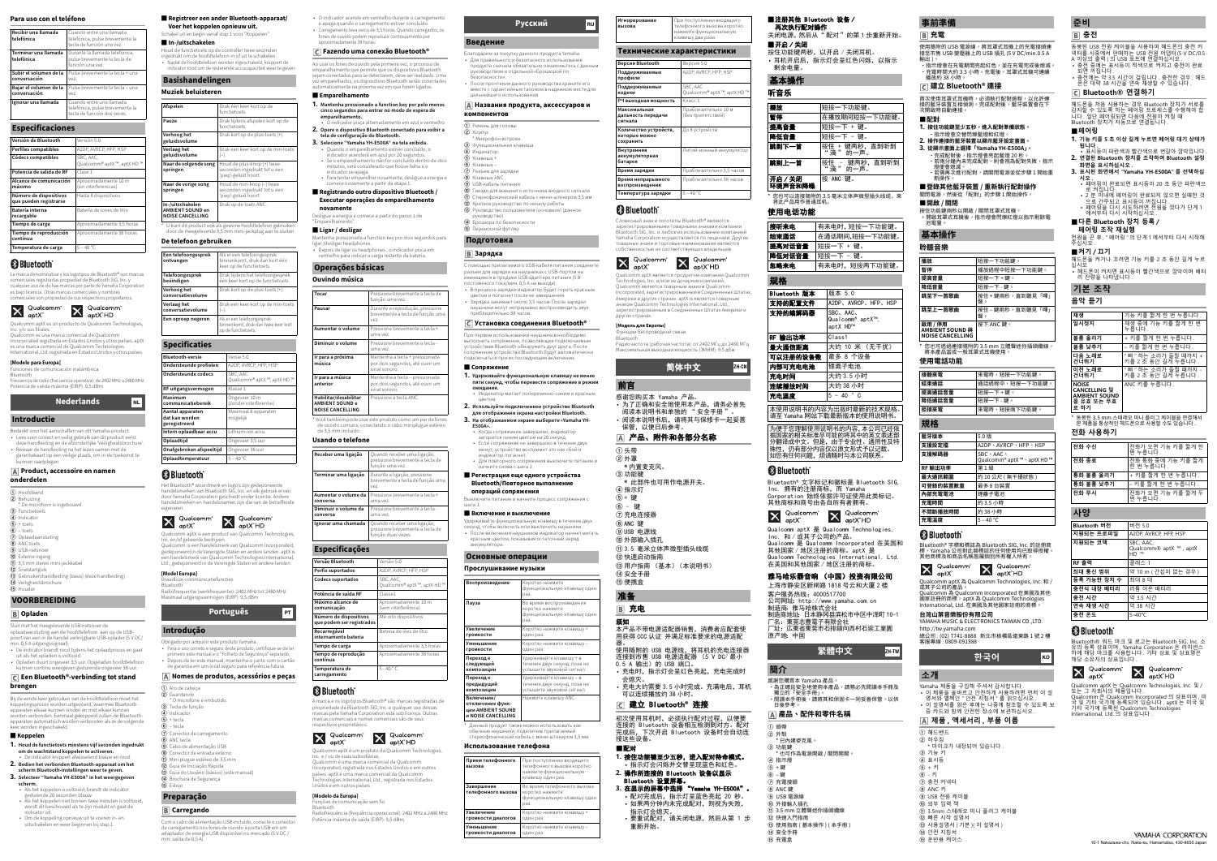**Para uso con el teléfono**

| | |
|---|---|
| Recibir una llamada telefónica | Cuando entre una llamada telefónica, pulse brevemente la tecla de función una vez. |
| Terminar una llamada telefónica | Durante la llamada telefónica, pulse brevemente la tecla de función una vez. |
| Subir el volumen de la conversación | Pulse brevemente la tecla + una vez. |
| Bajar el volumen de la conversación | Pulse brevemente la tecla – una vez. |
| Ignorar una llamada | Cuando entre una llamada telefónica, pulse brevemente dos veces la tecla de función. |

## Especificaciones

| | |
|---|---|
| Versión de Bluetooth | Versión 5.0 |
| Perfiles compatibles | A2DP, AVRCP, HFP, HSP |
| Códecs compatibles | SBC, AAC, Qualcomm® aptX™, aptX HD™ |
| Potencia de salida de RF | Clase 1 |
| Alcance de comunicación máximo | Aproximadamente 10 m (sin interferencias) |
| Número de dispositivos que pueden registrarse | Hasta 8 dispositivos |
| Batería interna recargable | Batería de iones de litio |
| Tiempo de carga | Aproximadamente 3,5 horas |
| Tiempo de reproducción continua | Aproximadamente 38 horas |
| Temperatura de carga | 5 – 40 °C |

Bluetooth®

La marca denominativa y los logotipos de Bluetooth® son marcas comerciales registradas propiedad de Bluetooth SIG, Inc. y cualquier uso de dichas marcas por parte de Yamaha Corporation se hace bajo licencia. Otras marcas comerciales y nombres comerciales son propiedad de sus respectivos propietarios.

Qualcomm aptX | Qualcomm aptX HD

Qualcomm aptX es un producto de Qualcomm Technologies, Inc. y/o sus filiales.
Qualcomm es una marca comercial de Qualcomm Incorporated registrada en Estados Unidos y otros países. aptX es una marca comercial de Qualcomm Technologies International, Ltd. registrada en Estados Unidos y otros países.

**[Modelo para Europa]**
Funciones de comunicación inalámbrica
Bluetooth
Frecuencia de radio (frecuencia operativa): de 2402 MHz a 2480 MHz
Potencia de salida máxima (EIRP): 9,5 dBm

# Nederlands (NL)

## Introductie

Bedankt voor het aanschaffen van dit Yamaha-product.
- Lees voor correct en veilig gebruik van dit product eerst deze handleiding en de afzonderlijke "Veiligheidsbrochure".
- Bewaar de handleiding na het lezen samen met de garantiekaart op een veilige plaats, om in de toekomst te kunnen raadplegen.

### A Product, accessoire en namen onderdelen

① Hoofdband
② Behuizing
* De microfoon is ingebouwd.
③ Functietoets
④ Indicator
⑤ + toets
⑥ – toets
⑦ Oplaadaansluiting
⑧ ANC-toets
⑨ USB-netsnoer
⑩ Externe ingang
⑪ 3,5 mm stereo mini-jackkabel
⑫ Snelstartgids
⑬ Gebruikershandleiding (basis) (deze handleiding)
⑭ Veiligheidsbrochure
⑮ Pouch

## VOORBEREIDING

### B Opladen

Sluit met het meegeleverde USB-netsnoer de oplaadaansluiting aan de hoofdtelefoon aan op de USB-poort van een in de handel verkrijgbare USB-oplader (5 V DC/ min. 0,5 A uitgangsstroom).
- De indicator brandt rood tijdens het opladen en gaat uit als het opladen is voltooid.
- Opladen duurt ongeveer 3,5 uur. Opgeladen hoofdtelefoon kunnen continu gedurende ongeveer 38 uur afspelen.

### C Een Bluetooth®-verbinding tot stand brengen

Bij de eerste keer gebruiken van de hoofdtelefoon moet het koppelingsproces worden uitgevoerd, waarmee Bluetooth-apparaten elkaar kunnen vinden en met elkaar kunnen communiceren. Na het koppelen worden de Bluetooth-apparaten automatisch verbonden als ze de volgende keer worden ingeschakeld.

■ **Koppelen**
1. **Houd de functietoets minstens vijf seconden ingedrukt om de wachtstand koppelen te activeren.**
   - De indicator knippert afwisselend blauw en rood.
2. **Bedien het verbonden Bluetooth-apparaat om het scherm Bluetooth-instellingen weer te geven.**
3. **Selecteer "Yamaha YH-E500A" in het weergegeven scherm.**
   - Als het koppelen is voltooid, brandt de indicator gedurende 20 seconden blauw.
   - Als het koppelen niet binnen twee minuten is voltooid, wordt dit beschouwd als mislukt en gaat de indicator uit.
   - Om de koppeling opnieuw uit te voeren, in- en uitschakelen en weer beginnen bij stap 1.

■ **Registreer een ander Bluetooth-apparaat/ Voer het koppelen opnieuw uit.**
Schakel uit en begin vanaf stap 1 voor "Koppelen".

■ **In-/uitschakelen**
Houd de functietoets op de controller twee seconden ingedrukt om de hoofdtelefoon in of uit te schakelen.
- Nadat de hoofdtelefoon worden ingeschakeld, knippert de indicator rood om de resterende accucapaciteit weer te geven.

## Basishandelingen

### Muziek beluisteren

| | |
|---|---|
| Afspelen | Druk één keer kort op de functietoets. |
| Pauze | Druk tijdens afspelen kort op de functietoets. |
| Verhoog het geluidsvolume | Druk kort op de plus-toets (+). |
| Verlaag het geluidsvolume | Druk een keer kort op de min-toets (–). |
| Naar de volgende song springen | Houd de plus-knop (+) twee seconden ingedrukt tot u een 'piep'-geluid hoort. |
| Naar de vorige song springen | Houd de min-knop (–) twee seconden ingedrukt tot u een 'piep'-geluid hoort. |
| In-/uitschakelen AMBIENT SOUND en NOISE CANCELLING | Druk op de toets ANC. |

* U kunt dit product ook als gewone hoofdtelefoon gebruiken door de meegeleverde 3,5 mm mini-jackkabel aan te sluiten.

### De telefoon gebruiken

| | |
|---|---|
| Een telefoongesprek ontvangen | Als er een telefoongesprek binnenkomt, druk dan kort één keer op de functietoets. |
| Telefoongesprek beëindigen | Druk tijdens het telefoongesprek één keer kort op de functietoets. |
| Verhoog het conversatievolume | Druk kort op de plus-toets (+). |
| Verlaag het conversatievolume | Druk een keer kort op de min-toets (–). |
| Een oproep negeren | Als er een telefoongesprek binnenkomt, druk dan twee keer kort op de functietoets. |

## Specificaties

| | |
|---|---|
| Bluetooth-versie | Versie 5.0 |
| Ondersteunde profielen | A2DP, AVRCP, HFP, HSP |
| Ondersteunde codecs | SBC, AAC, Qualcomm® aptX™, aptX HD™ |
| RF uitgangsvermogen | Klasse 1 |
| Maximum communicatiebereik | Ongeveer 10 m (zonder interferentie) |
| Aantal apparaten dat kan worden geregistreerd | Maximaal 8 apparaten mogelijk |
| Interne oplaadbaar accu | Lithium-ion accu |
| Oplaadtijd | Ongeveer 3,5 uur |
| Onafgebroken afspeeltijd | Ongeveer 38 uur |
| Oplaadtemperatuur | 5 – 40 °C |

Bluetooth®

Het Bluetooth® woordmerk en logo's zijn gedeponeerde handelsmerken van Bluetooth SIG, Inc. en elk gebruik ervan door Yamaha Corporation geschiedt onder licentie. Andere handelsmerken en handelsnamen zijn die van de betreffende eigenaren.

Qualcomm aptX | Qualcomm aptX HD

Qualcomm aptX is een product van Qualcomm Technologies, Inc. en/of gelieerde bedrijven.
Qualcomm is een handelsmerk van Qualcomm Incorporated, gedeponeerd in de Verenigde Staten en andere landen. aptX is een handelsmerk van Qualcomm Technologies International, Ltd., gedeponeerd in de Verenigde Staten en andere landen.

**[Model Europa]**
Draadloze communicatiefuncties
Bluetooth
Radiofrequentie (werkfrequentie): 2402 MHz tot 2480 MHz
Maximaal uitgangsvermogen (EIRP): 9,5 dBm

# Português (PT)

## Introdução

Obrigado por adquirir este produto Yamaha.
- Para o uso correto e seguro deste produto, certifique-se de ler primeiro este manual e o "Folheto de Segurança" separado.
- Depois de ler este manual, mantenha-o junto com o cartão de garantia em um local seguro para referência futura.

### A Nomes de produtos, acessórios e peças

① Aro de cabeça
② Guardando
* O microfone é embutido.
③ Tecla de função
④ Indicador
⑤ + tecla
⑥ – tecla
⑦ Conector de carregamento
⑧ ANC tecla
⑨ Cabo de alimentação USB
⑩ Conector de entrada externo
⑪ Mini plugue estéreo de 3,5 mm
⑫ Guia de Iniciação Rápida
⑬ Guia do Usuário (básico) (este manual)
⑭ Brochura de Segurança
⑮ Estojo

## Preparação

### B Carregando

Com o cabo de alimentação USB incluído, conecte o conector de carregamento nos fones de ouvido à porta USB em um adaptador de energia USB disponível no mercado (5 V DC / mín. saída de 0,5 A).
- O indicador acende em vermelho durante o carregamento e apaga quando o carregamento estiver concluído.
- Carregamento leva cerca de 3,5 horas. Quando carregados, os fones de ouvido podem reproduzir continuamente por aproximadamente 38 horas.

### C Fazendo uma conexão Bluetooth®

Ao usar os fones de ouvido pela primeira vez, o processo de emparelhamento que permite que os dispositivos Bluetooth sejam conectados para se detectarem, deve ser realizado. Uma vez emparelhados, os dispositivos Bluetooth serão conectados automaticamente na próxima vez em que forem ligados.

■ **Emparelhamento**
1. **Mantenha pressionado a function key por pelo menos cinco segundos para entrar no modo de espera de emparelhamento.**
   - O indicador pisca alternadamente em azul e vermelho.
2. **Opere o dispositivo Bluetooth conectado para exibir a tela de configuração do Bluetooth.**
3. **Selecione "Yamaha YH-E500A" na tela exibida.**
   - Quando o emparelhamento estiver concluído, o indicador acenderá em azul por 20 segundos.
   - Se o emparelhamento não for concluído dentro de dois minutos, será considerado que houve falha e o indicador se apaga.
   - Para tentar emparelhar novamente, desligue a energia e conecte novamente a partir da etapa 1.

■ **Registrando outro dispositivo Bluetooth / Executar operações de emparelhamento novamente**
Desligue a energia e comece a partir do passo 1 de "Emparelhamento".

■ **Ligar / desligar**
Mantenha pressionada a function key por dois segundos para ligar /desligar headphones.
- Depois de ligar os headphones, o indicador pisca em vermelho para indicar a carga restante da bateria.

## Operações básicas

### Ouvindo música

| | |
|---|---|
| Tocar | Pressione brevemente a tecla de função uma vez. |
| Pausar | Durante a reprodução, pressione brevemente a tecla de função uma vez. |
| Aumentar o volume | Pressione brevemente a tecla + uma vez. |
| Diminuir o volume | Pressione brevemente a tecla – uma vez. |
| Ir para a próxima música | Mantenha a tecla + pressionada por dois segundos, até ouvir um sinal sonoro. |
| Ir para a música anterior | Mantenha a tecla – pressionada por dois segundos, até ouvir um sinal sonoro. |
| Habilitar/desabilitar AMBIENT SOUND e NOISE CANCELLING | Pressione a tecla ANC. |

* Você também pode usar este produto como um par de fones de ouvido comuns, conectando o cabo miniplugue estéreo de 3,5 mm incluído.

### Usando o telefone

| | |
|---|---|
| Receber uma ligação | Quando receber uma ligação, pressione brevemente a tecla de função uma vez. |
| Terminar uma ligação | Durante a ligação, pressione brevemente a tecla de função uma vez. |
| Aumentar o volume da conversa | Pressione brevemente a tecla + uma vez. |
| Diminuir o volume da conversa | Pressione brevemente a tecla – uma vez. |
| Ignorar uma chamada | Quando receber uma ligação, pressione brevemente a tecla de função duas vezes. |

## Especificações

| | |
|---|---|
| Versão Bluetooth | Versão 5.0 |
| Perfis suportados | A2DP, AVRCP, HFP, HSP |
| Codecs suportados | SBC, AAC, Qualcomm® aptX™, aptX HD™ |
| Potência de saída de RF | Classe1 |
| Máximo alcance de comunicação | Aproximadamente 10 m (sem interferência) |
| Número de dispositivos que podem ser registrados | Até oito dispositivos |
| Recarregável internamente bateria | Bateria de íon de lítio |
| Tempo de carga | Aproximadamente 3,5 horas |
| Tempo de reprodução contínua | Aproximadamente 38 horas |
| Temperatura de carregamento | 5 – 40 °C |

Bluetooth®

A marca e os logotipos Bluetooth® são marcas registradas de propriedade da Bluetooth SIG, Inc. e qualquer uso dessas marcas pela Yamaha Corporation está sob licença. Outras marcas comerciais e nomes comerciais são de seus respectivos proprietários.

Qualcomm aptX | Qualcomm aptX HD

Qualcomm aptX é um produto da Qualcomm Technologies, Inc. e / ou de suas subsidiárias.
Qualcomm é uma marca comercial da Qualcomm Incorporated, registrada nos Estados Unidos e em outros países. aptX é uma marca comercial da Qualcomm Technologies International, Ltd., registrada nos Estados Unidos e em outros países.

**[Modelo da Europa]**
Funções de comunicação sem fio
Bluetooth
Radiofrequência (frequência operacional): 2402 MHz a 2480 MHz
Potência máxima de saída (EIRP): 9,5 dBm

# Русский (RU)

## Введение

Благодарим за покупку данного продукта Yamaha.
- Для правильного и безопасного использования продукта сначала обязательно ознакомьтесь с данным руководством и отдельной «Брошюрой по безопасности».
- После прочтения данного руководства храните его вместе с гарантийным талоном в надежном месте для дальнейшего использования.

### A Названия продукта, аксессуаров и компонентов

① Ремень для головы
② Корпус
* Микрофон встроен.
③ Функциональная клавиша
④ Индикатор
⑤ Клавиша +
⑥ Клавиша –
⑦ Разъем для зарядки
⑧ Клавиша ANC
⑨ USB-кабель питания
⑩ Гнездо для внешнего источника входного сигнала
⑪ Стереофонический кабель с мини-штекером 3,5 мм
⑫ Краткое руководство по началу работы
⑬ Руководство пользователя (основное) (данное руководство)
⑭ Брошюра по безопасности
⑮ Переносной футляр

## Подготовка

### B Зарядка

С помощью прилагаемого USB-кабеля питания соедините разъем для зарядки на наушниках с USB-портом на имеющемся в продаже USB-адаптере питания (5 В постоянного тока/мин. 0,5 А на выходе).
- В процессе зарядки индикатор будет гореть красным цветом и погаснет после ее завершения.
- Зарядка занимает около 3,5 часа. После зарядки наушники могут непрерывно воспроизводить звук приблизительно 38 часов.

### C Установка соединения Bluetooth®

При первом использовании наушников необходимо выполнить сопряжение, позволяющее подключаемым устройствам Bluetooth обнаружить друг друга. После сопряжения устройства Bluetooth будут автоматически подключаться при последующем включении.

■ **Сопряжение**
1. **Удерживайте функциональную клавишу не менее пяти секунд, чтобы перейти в режим ожидания сопряжения.**
   - Индикатор мигает попеременно синим и красным цветом.
2. **Используйте подключенное устройство Bluetooth для отображения экрана настройки Bluetooth.**
3. **На отображаемом экране выберите «Yamaha YH-E500A».**
   - Когда сопряжение завершено, индикатор загорится синим цветом на 20 секунд.
   - Если сопряжение не завершено в течение двух минут, устройство воспринимает это как сбой и индикатор погаснет.
   - Для повторного сопряжения выключите питание и начните снова с шага 1.

■ **Регистрация еще одного устройства Bluetooth/Повторное выполнение операций сопряжения**
Выключите питание и начните процесс сопряжения с шага 1.

■ **Включение и выключение**
Удерживайте функциональную клавишу в течение двух секунд, чтобы включить или выключить наушники.
- После включения наушников индикатор начнет мигать красным цветом, показывая оставшийся заряд аккумулятора.

## Основные операции

### Прослушивание музыки

| | |
|---|---|
| Воспроизведение | Коротко нажмите функциональную клавишу один раз. |
| Пауза | Во время воспроизведения коротко нажмите функциональную клавишу один раз. |
| Увеличение громкости | Коротко нажмите клавишу + один раз. |
| Уменьшение громкости | Коротко нажмите клавишу – один раз. |
| Переход к следующей композиции | Удерживайте клавишу + в течение двух секунд, пока не услышите звуковой сигнал. |
| Переход к предыдущей композиции | Удерживайте клавишу – в течение двух секунд, пока не услышите звуковой сигнал. |
| Включение/отключение функции AMBIENT SOUND и NOISE CANCELLING | Нажмите клавишу ANC. |

* Данный продукт также можно использовать как обычные наушники, подключив прилагаемый стереофонический кабель с мини-штекером 3,5 мм.

### Использование телефона

| | |
|---|---|
| Прием телефонного вызова | При поступлении входящего телефонного вызова коротко нажмите функциональную клавишу один раз. |
| Завершение телефонного вызова | Во время телефонного вызова коротко нажмите функциональную клавишу один раз. |
| Увеличение громкости диалогов | Коротко нажмите клавишу + один раз. |
| Уменьшение громкости диалогов | Коротко нажмите клавишу – один раз. |
| Игнорирование вызова | При поступлении входящего телефонного вызова коротко нажмите функциональную клавишу два раза. |

## Технические характеристики

| | |
|---|---|
| Версия Bluetooth | Версия 5.0 |
| Поддерживаемые профили | A2DP, AVRCP, HFP, HSP |
| Поддерживаемые кодеки | SBC, AAC, Qualcomm® aptX™, aptX HD™ |
| РЧ выходная мощность | Класс 1 |
| Максимальная дальность передачи сигнала | Приблизительно 10 м (без препятствий) |
| Количество устройств, которые можно сохранить | До 8 устройств |
| Внутренняя аккумуляторная батарея | Литий-ионный аккумулятор |
| Время зарядки | Приблизительно 3,5 часов |
| Время непрерывного воспроизведения | Приблизительно 38 часов |
| Температура зарядки | 5 – 40 °C |

Bluetooth®

Словесный знак и логотипы Bluetooth® являются зарегистрированными товарными знаками компании Bluetooth SIG, Inc. и любое их использование компанией Yamaha Corporation осуществляется по лицензии. Другие товарные знаки и торговые наименования являются собственностью их соответствующих владельцев.

Qualcomm aptX | Qualcomm aptX HD

Qualcomm aptX является продуктом компании Qualcomm Technologies, Inc. и/или ее дочерних компаний.
Qualcomm является товарным знаком Qualcomm Incorporated, зарегистрированным в Соединенных Штатах Америки и других странах. aptX является товарным знаком Qualcomm Technologies International, Ltd., зарегистрированным в Соединенных Штатах Америки и других странах.

**[Модель для Европы]**
Функции беспроводной связи
Bluetooth
Радиочастота (рабочая частота): от 2402 МГц до 2480 МГц
Максимальная выходная мощность (ЭИИМ): 9,5 дБм

# 简体中文 (ZH-CN)

## 前言

感谢您购买本 Yamaha 产品。
- 为了正确和安全地使用本产品，请务必首先阅读本说明书和单独的"安全手册"。
- 阅读本说明书后，请将其与保修卡一起妥善保管，以便日后参考。

### A 产品、附件和各部分名称

① 头带
② 外罩
* 内置麦克风。
③ 功能键
* 此部件也可用作电源开关。
④ 指示灯
⑤ + 键
⑥ – 键
⑦ 充电连接器
⑧ ANC 键
⑨ USB 电源线
⑩ 外部输入插孔
⑪ 3.5 毫米立体声微型插头线缆
⑫ 快速启动指南
⑬ 用户指南（基本）（本说明书）
⑭ 安全手册
⑮ 便携盒

## 准备

### B 充电

**须知**
本产品不带电源适配器销售。消费者应配套使用获得 CCC 认证并满足标准要求的电源适配器。

使用随附的 USB 电源线，将耳机的充电连接器连接到市售 USB 电源适配器（5 V DC/ 最小 0.5 A 输出）的 USB 端口。
- 充电时，指示灯会呈红色亮起，充电完成时会熄灭。
- 充电大约需要 3.5 小时完成。充满电后，耳机可以连续播放约 38 小时。

### C 建立 Bluetooth® 连接

初次使用耳机时，必须执行配对过程，以便要连接的 Bluetooth 设备相互检测到对方。配对完成后，下次开启 Bluetooth 设备时会自动连接这些设备。

■ **配对**
1. **按住功能键至少五秒，进入配对等待模式。**
   - 指示灯会闪烁并交替呈现蓝色和红色。
2. **操作所连接的 Bluetooth 设备以显示 Bluetooth 设置屏幕。**
3. **在显示的屏幕中选择 "Yamaha YH-E500A"。**
   - 配对完成后，指示灯呈蓝色亮起 20 秒。
   - 如果两分钟内未完成配对，则视为失败，指示灯会熄灭。
   - 要重试配对，请关闭电源，然后从第 1 步重新开始。

■ **注册其他 Bluetooth 设备 / 再次执行配对操作**
关闭电源，然后从"配对"的第 1 步重新开始。

■ **开启 / 关闭**
按住功能键两秒，以开启 / 关闭耳机。
- 耳机开启后，指示灯会呈红色闪烁，以指示剩余电量。

## 基本操作

### 听音乐

| | |
|---|---|
| 播放 | 短按一下功能键。 |
| 暂停 | 在播放期间短按一下功能键。 |
| 提高音量 | 短按一下 + 键。 |
| 降低音量 | 短按一下 – 键。 |
| 跳到下一首 | 按住 + 键两秒，直到听到"滴"的一声。 |
| 跳到上一首 | 按住 – 键两秒，直到听到"滴"的一声。 |
| 开启 / 关闭环境声音和降噪 | 按 ANC 键。 |

* 您也可以连接随附的 3.5 毫米立体声微型插头线缆，将此产品用作普通耳机。

### 使用电话功能

| | |
|---|---|
| 接听来电 | 有来电时，短按一下功能键。 |
| 结束通话 | 在通话期间，短按一下功能键。 |
| 提高对话音量 | 短按一下 + 键。 |
| 降低对话音量 | 短按一下 – 键。 |
| 忽略来电 | 有来电时，短按两下功能键。 |

## 规格

| | |
|---|---|
| Bluetooth 版本 | 版本 5.0 |
| 支持的配置文件 | A2DP、AVRCP、HFP、HSP |
| 支持的编解码器 | SBC、AAC、Qualcomm® aptX™、aptX HD™ |
| RF 输出功率 | Class1 |
| 最大通信距离 | 大约 10 米（无干扰） |
| 可以注册的设备数 | 最多 8 个设备 |
| 内部可充电池 | 锂离子电池 |
| 充电时间 | 大约 3.5 小时 |
| 连续播放时间 | 大约 38 小时 |
| 充电温度 | 5 – 40 °C |

本使用说明书的内容为出版时最新的技术规格。请至 Yamaha 网站下载最新版本的使用说明书。

为便于您理解使用说明书的内容，本公司已经依据国家的相关标准尽可能地将其中的英文表述部分翻译成中文。但是，由于专业术语、通用性及科技性，仍有部分内容仅以原文形式予以记载。如您有任何问题，烦请随时与本公司联系。

Bluetooth®

Bluetooth® 文字标记和徽标是 Bluetooth SIG, Inc. 拥有的注册商标，而 Yamaha Corporation 始终依据许可证使用此类标记。其他商标和商号由各自所有者拥有。

Qualcomm aptX | Qualcomm aptX HD

Qualcomm aptX 是 Qualcomm Technologies, Inc. 和 / 或其子公司的产品。
Qualcomm 是 Qualcomm Incorporated 在美国和其他国家 / 地区注册的商标。aptX 是 Qualcomm Technologies International, Ltd. 在美国和其他国家 / 地区注册的商标。

**雅马哈乐器音响（中国）投资有限公司**
上海市静安区新闸路 1818 号云和大厦 2 楼
客户服务热线：4000517700
公司网址：http://www.yamaha.com.cn
制造商：雅马哈株式会社
制造商地址：日本静冈县滨松市中区中泽町 10-1
广东：东莞市鹰电子有限公司
厂址：广东省东莞市石排镇向西村石新工业园
原产地：中国

# 繁體中文 (ZH-TW)

## 簡介

感謝您購買 Yamaha 產品。
- 為正確且安全使用本產品，請務必先閱讀本說明書和另外的「安全手冊」。
- 閱讀本說明書後，請將其與保固卡一同妥善保存，以供日後參考。

### A 產品、配件和零件名稱

① 頭帶
② 外殼
* 已內建麥克風。
③ 功能鍵
* 也可作為電源開關使用。
④ 指示燈
⑤ + 鍵
⑥ – 鍵
⑦ 充電接頭
⑧ ANC 鍵
⑨ USB 電源線
⑩ 外部輸入插孔
⑪ 3.5 mm 立體聲迷你插頭纜線
⑫ 快速入門指南
⑬ 使用說明書（基本）（本手冊）
⑭ 安全手冊
⑮ 收納袋

## 事前準備

### B 充電

使用隨附的 USB 電源線，將耳罩式耳機上的充電接頭連接至市售的 USB 變壓器上的 USB 插孔 (5 V DC/最小 0.5 A 輸出)。
- 指示燈會在充電期間亮起紅色，並在充電完成後熄滅。
- 充電時間大約 3.5 小時。充電後，耳罩式耳機可連續播放約 38 小時。

### C 建立 Bluetooth® 連線

首次使用耳罩式耳機時，必須執行配對過程，以允許連接的藍牙裝置互相偵測。完成配對後，藍牙裝置會在下次開啟時自動連線。

■ **配對**
1. **按住功能鍵至少五秒，進入配對待機模式。**
   - 指示燈會交替閃爍藍色和紅色。
2. **操作連接的藍牙裝置以顯示藍牙設定畫面。**
3. **從顯示畫面上選擇「Yamaha YH-E500A」。**
   - 完成配對後，指示燈會亮藍色 20 秒。
   - 若兩分鐘內未完成配對，則會視為配對失敗，指示燈會熄滅。
   - 若要再次嘗試配對，請關閉電源並從步驟 1 開始重新操作。

■ **登錄其他藍牙裝置 / 重新執行配對操作**
關閉電源，然後從「配對」的步驟 1 開始。

■ **開啟 / 關閉**
按住功能鍵兩秒，以開啟 / 關閉耳罩式耳機。
- 開啟耳罩式耳機後，指示燈會閃爍紅色以指示剩餘電池電量。

## 基本操作

### 聆聽音樂

| | |
|---|---|
| 播放 | 短按一下功能鍵。 |
| 暫停 | 播放過程中短按一下功能鍵。 |
| 提高音量 | 短按一下 + 鍵。 |
| 降低音量 | 短按一下 – 鍵。 |
| 跳至下一首歌曲 | 按住 + 鍵兩秒，直到聽到「嗶」聲。 |
| 跳至上一首歌曲 | 按住 – 鍵兩秒，直到聽到「嗶」聲。 |
| 啟用 / 停用 AMBIENT SOUND 與 NOISE CANCELLING | 按下 ANC 鍵。 |

* 您也可以透過連接隨附的 3.5 mm 立體聲迷你插頭纜線，將本產品當成一般耳罩式耳機使用。

### 使用電話功能

| | |
|---|---|
| 接聽來電 | 來電時，短按一下功能鍵。 |
| 結束通話 | 通話過程中，短按一下功能鍵。 |
| 提高通話音量 | 短按一下 + 鍵。 |
| 降低通話音量 | 短按一下 – 鍵。 |
| 拒接來電 | 來電時，短按兩下功能鍵。 |

## 規格

| | |
|---|---|
| 藍牙版本 | 5.0 版 |
| 支援的設定檔 | A2DP、AVRCP、HFP、HSP |
| 支援的編解碼器 | SBC、AAC、Qualcomm® aptX™、aptX HD™ |
| RF 輸出功率 | 第 1 級 |
| 最大通訊距離 | 約 10 公尺 (無干擾狀態) |
| 可登錄的裝置數量 | 最多 8 個裝置 |
| 內藏充電電池 | 鋰離子電池 |
| 充電時間 | 約 3.5 小時 |
| 不間斷播放時間 | 約 38 小時 |
| 充電溫度 | 5 – 40 °C |

Bluetooth®

Bluetooth® 文字商標與標誌為 Bluetooth SIG, Inc. 所有之註冊商標，Yamaha Corporation 經授權使用該標誌。其他商標與商用名稱皆為其所屬公司所有。

Qualcomm aptX | Qualcomm aptX HD

Qualcomm aptX 是 Qualcomm Technologies, Inc. 和 / 或其子公司的產品。
Qualcomm 為 Qualcomm Incorporated 在美國和其他國家註冊的商標。aptX 為 Qualcomm Technologies International, Ltd. 在美國及其他國家註冊的商標。

**台灣山葉音樂股份有限公司**
YAMAHA MUSIC & ELECTRONICS TAIWAN CO.,LTD.
http://tw.yamaha.com
總公司：(02) 7741-8888 新北市板橋區遠東路 1 號 2 樓
客服專線：0809-051388

# 한국어 (KO)

## 소개

Yamaha 제품을 구입해 주셔서 감사합니다.
- 이 제품을 올바르고 안전하게 사용하려면 먼저 이 설명서와 별책인 "안전 지침서"를 읽으십시오.
- 이 설명서를 읽은 후에는 나중에 참조할 수 있도록 보증 카드와 함께 안전한 장소에 보관하십시오.

### A 제품, 액세서리, 부품 이름

① 헤드밴드
② 하우징
* 마이크가 내장되어 있습니다.
③ 기능 키
④ 표시등
⑤ + 키
⑥ – 키
⑦ 충전 커넥터
⑧ ANC 키
⑨ USB 전원 케이블
⑩ 외부 입력 잭
⑪ 3.5mm 스테레오 미니 플러그 케이블
⑫ 빠른 시작 설명서
⑬ 사용설명서 (기본) (이 설명서)
⑭ 안전 지침서
⑮ 운반용 케이스

## 준비

### B 충전

포함된 USB 전원 케이블을 사용하여 헤드폰의 충전 커넥터를 시중에서 판매하는 USB 전원 어댑터 (5 V DC/0.5 A 이상의 출력) 의 USB 포트에 연결하십시오.
- 충전 중에는 표시등이 적색으로 켜져 있다가 충전이 완료되면 꺼집니다.
- 충전에는 약 3.5 시간이 걸립니다. 충전한 경우, 헤드폰은 대략 38 시간 동안 연속 재생할 수 있습니다.

### C Bluetooth® 연결하기

헤드폰을 처음 사용하는 경우 연결할 Bluetooth 장치가 서로를 감지할 수 있도록 하는 페어링 프로세스를 수행해야 합니다. 페어링이 완료되면 다음에 전원이 켜질 때 Bluetooth 장치가 자동으로 연결됩니다.

■ **페어링**
1. **기능 키를 5 초 이상 눌러 페어링 대기 상태가 됩니다.**
   - 표시등이 파란색과 빨간색으로 번갈아 깜박입니다.
2. **연결된 Bluetooth 장치를 조작하여 Bluetooth 설정 화면을 표시합니다.**
3. **표시된 화면에서 "Yamaha YH-E500A"를 선택하십시오.**
   - 페어링이 완료되면 표시등이 20 초 동안 파란색으로 켜집니다.
   - 2 분 이내에 페어링이 완료되지 않으면 실패한 것으로 간주되고 표시등이 꺼집니다.
   - 페어링을 다시 시도하려면 전원을 껐다가 단계 1 에서부터 다시 시작하십시오.

■ **다른 Bluetooth 장치 등록 / 페어링 조작 재실행**
전원을 끈 후, "페어링"의 단계 1 에서부터 다시 시작하십시오.

■ **켜기 / 끄기**
헤드폰을 켜거나 끄려면 기능 키를 2 초 동안 길게 누르십시오.
- 헤드폰이 켜지면 표시등이 빨간색으로 깜박이며 배터리 잔량을 나타냅니다.

## 기본 조작

### 음악 듣기

| | |
|---|---|
| 재생 | 기능 키를 짧게 한 번 누릅니다. |
| 일시정지 | 재생 중에 기능 키를 짧게 한 번 누릅니다. |
| 볼륨 올리기 | + 키를 짧게 한 번 누릅니다. |
| 볼륨 낮추기 | – 키를 짧게 한 번 누릅니다. |
| 다음 노래로 건너뛰기 | "삐" 하는 소리가 들릴 때까지 + 키를 2 초 동안 길게 누릅니다. |
| 이전 노래로 건너뛰기 | "삐" 하는 소리가 들릴 때까지 – 키를 2 초 동안 길게 누릅니다. |
| NOISE CANCELLING 및 AMBIENT SOUND 을 유효 또는 무효로 하기 | ANC 키를 누릅니다. |

* 동봉된 3.5 mm 스테레오 미니 플러그 케이블을 연결하여 본 제품을 통상적인 헤드폰으로 사용할 수도 있습니다.

### 전화 사용하기

| | |
|---|---|
| 전화 수신 | 전화가 수신되면 기능 키를 짧게 한 번 누릅니다. |
| 전화 종료 | 전화 통화 중에 기능 키를 짧게 한 번 누릅니다. |
| 통화 볼륨 올리기 | + 키를 짧게 한 번 누릅니다. |
| 통화 볼륨 낮추기 | – 키를 짧게 한 번 누릅니다. |
| 전화 무시 | 전화가 수신되면 기능 키를 짧게 두 번 누릅니다. |

## 사양

| | |
|---|---|
| Bluetooth 버전 | 버전 5.0 |
| 지원되는 프로파일 | A2DP, AVRCP, HFP, HSP |
| 지원되는 코덱 | SBC, AAC, Qualcomm® aptX™, aptX HD™ |
| RF 출력 | 클래스 1 |
| 최대 통신 범위 | 약 10 m (간섭이 없는 경우) |
| 등록 가능한 장치 수 | 최대 8 대 |
| 충전식 내장 배터리 | 리튬 이온 배터리 |
| 충전 시간 | 약 3.5 시간 |
| 연속 재생 시간 | 약 38 시간 |
| 충전 온도 | 5 – 40°C |

Bluetooth®

Bluetooth® 워드 마크 및 로고는 Bluetooth SIG, Inc. 소유의 등록 상표이며, Yamaha Corporation 은 라이센스 하에 해당 마크를 사용합니다. 기타 상표 및 상표명은 해당 소유자의 상표입니다.

Qualcomm aptX | Qualcomm aptX HD

Qualcomm aptX 는 Qualcomm Technologies, Inc. 및 / 또는 그 자회사의 제품입니다.
Qualcomm 은 Qualcomm Incorporated 의 상표이며, 미국 및 기타 국가에 등록되어 있습니다. aptX 는 미국 및 기타 국가에 등록된 Qualcomm Technologies International, Ltd. 의 상표입니다.

YAMAHA CORPORATION
10-1 Nakazawa-cho, Naka-ku, Hamamatsu, 430-8650 Japan